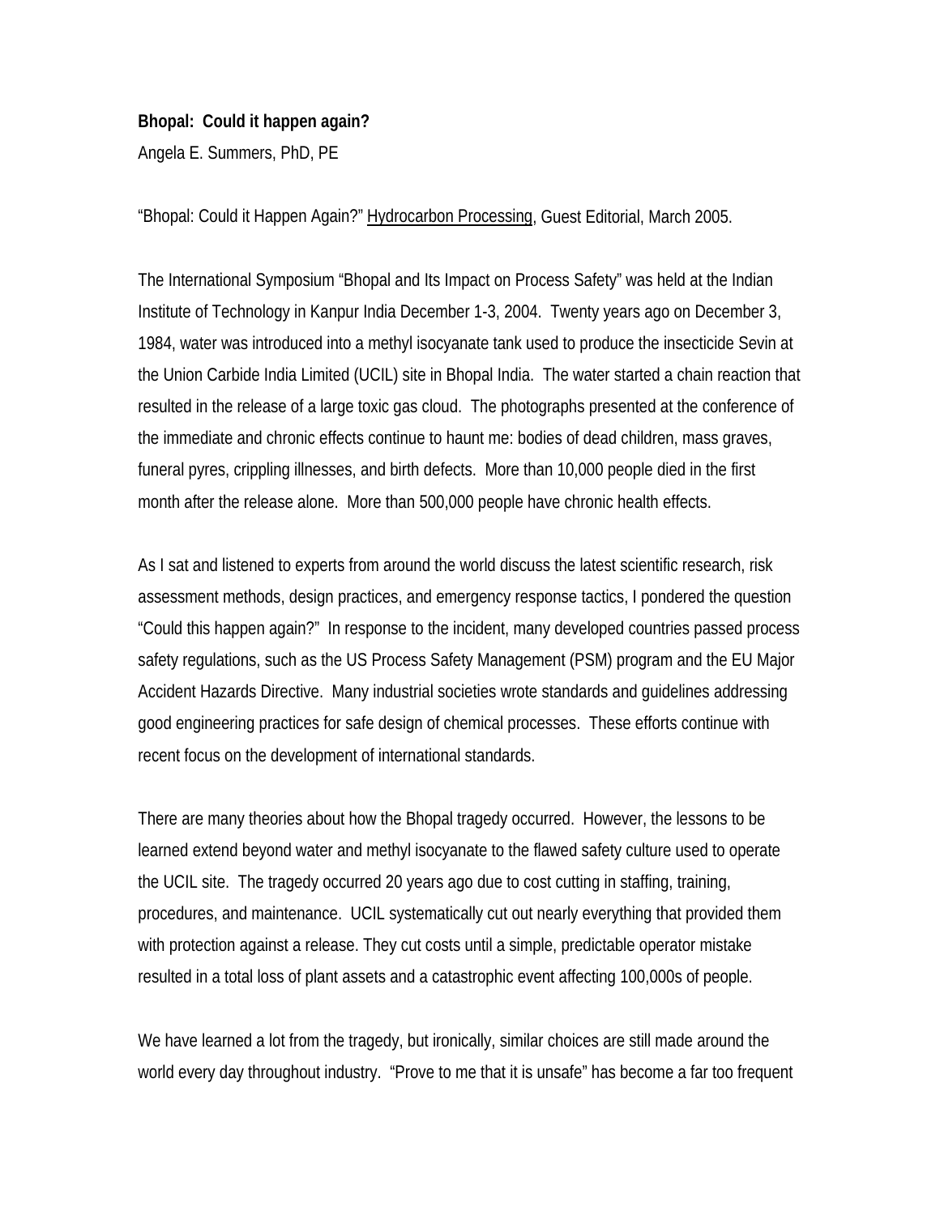**Bhopal: Could it happen again?**

Angela E. Summers, PhD, PE

"Bhopal: Could it Happen Again?" Hydrocarbon Processing, Guest Editorial, March 2005.

The International Symposium "Bhopal and Its Impact on Process Safety" was held at the Indian Institute of Technology in Kanpur India December 1-3, 2004. Twenty years ago on December 3, 1984, water was introduced into a methyl isocyanate tank used to produce the insecticide Sevin at the Union Carbide India Limited (UCIL) site in Bhopal India. The water started a chain reaction that resulted in the release of a large toxic gas cloud. The photographs presented at the conference of the immediate and chronic effects continue to haunt me: bodies of dead children, mass graves, funeral pyres, crippling illnesses, and birth defects. More than 10,000 people died in the first month after the release alone. More than 500,000 people have chronic health effects.

As I sat and listened to experts from around the world discuss the latest scientific research, risk assessment methods, design practices, and emergency response tactics, I pondered the question "Could this happen again?" In response to the incident, many developed countries passed process safety regulations, such as the US Process Safety Management (PSM) program and the EU Major Accident Hazards Directive. Many industrial societies wrote standards and guidelines addressing good engineering practices for safe design of chemical processes. These efforts continue with recent focus on the development of international standards.

There are many theories about how the Bhopal tragedy occurred. However, the lessons to be learned extend beyond water and methyl isocyanate to the flawed safety culture used to operate the UCIL site. The tragedy occurred 20 years ago due to cost cutting in staffing, training, procedures, and maintenance. UCIL systematically cut out nearly everything that provided them with protection against a release. They cut costs until a simple, predictable operator mistake resulted in a total loss of plant assets and a catastrophic event affecting 100,000s of people.

We have learned a lot from the tragedy, but ironically, similar choices are still made around the world every day throughout industry. "Prove to me that it is unsafe" has become a far too frequent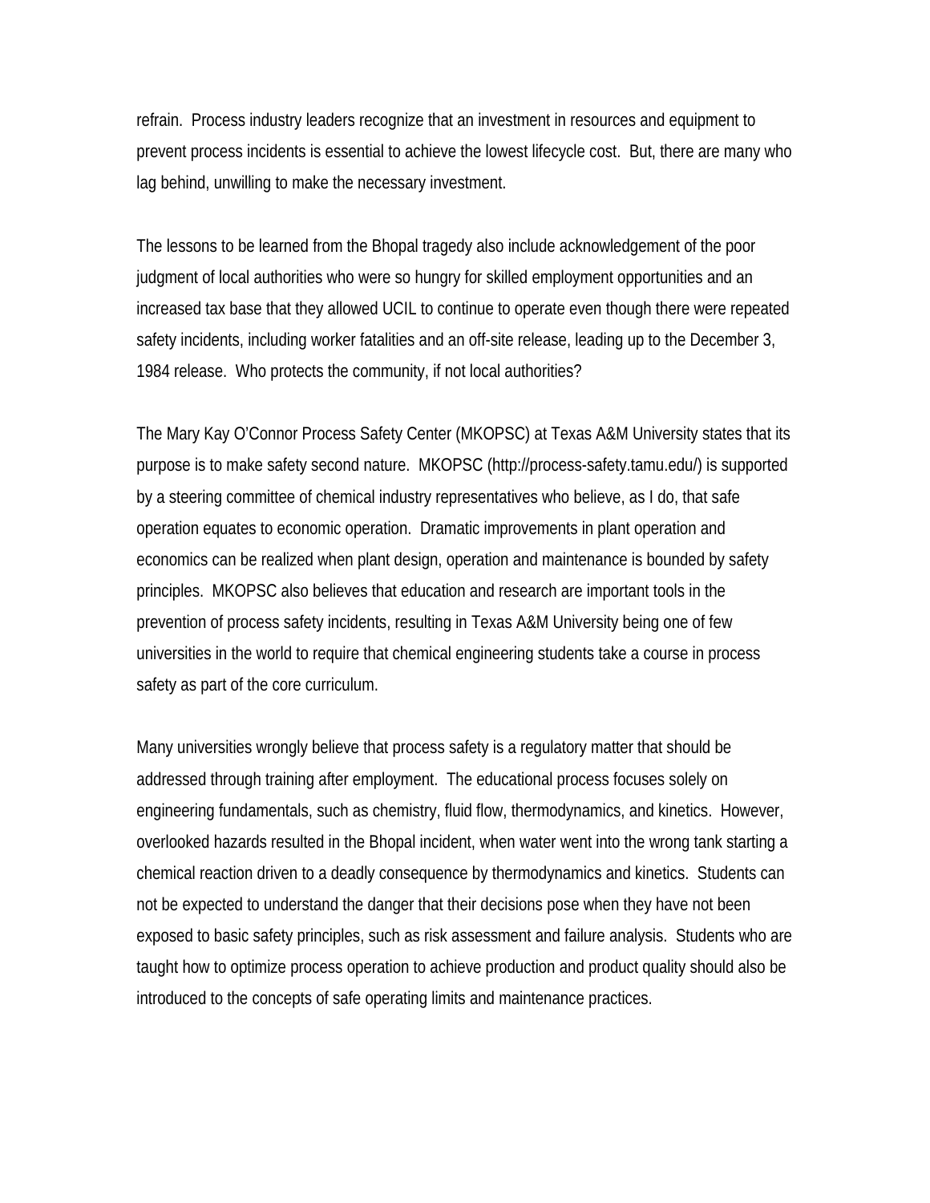refrain. Process industry leaders recognize that an investment in resources and equipment to prevent process incidents is essential to achieve the lowest lifecycle cost. But, there are many who lag behind, unwilling to make the necessary investment.

The lessons to be learned from the Bhopal tragedy also include acknowledgement of the poor judgment of local authorities who were so hungry for skilled employment opportunities and an increased tax base that they allowed UCIL to continue to operate even though there were repeated safety incidents, including worker fatalities and an off-site release, leading up to the December 3, 1984 release. Who protects the community, if not local authorities?

The Mary Kay O'Connor Process Safety Center (MKOPSC) at Texas A&M University states that its purpose is to make safety second nature. MKOPSC (http://process-safety.tamu.edu/) is supported by a steering committee of chemical industry representatives who believe, as I do, that safe operation equates to economic operation. Dramatic improvements in plant operation and economics can be realized when plant design, operation and maintenance is bounded by safety principles. MKOPSC also believes that education and research are important tools in the prevention of process safety incidents, resulting in Texas A&M University being one of few universities in the world to require that chemical engineering students take a course in process safety as part of the core curriculum.

Many universities wrongly believe that process safety is a regulatory matter that should be addressed through training after employment. The educational process focuses solely on engineering fundamentals, such as chemistry, fluid flow, thermodynamics, and kinetics. However, overlooked hazards resulted in the Bhopal incident, when water went into the wrong tank starting a chemical reaction driven to a deadly consequence by thermodynamics and kinetics. Students can not be expected to understand the danger that their decisions pose when they have not been exposed to basic safety principles, such as risk assessment and failure analysis. Students who are taught how to optimize process operation to achieve production and product quality should also be introduced to the concepts of safe operating limits and maintenance practices.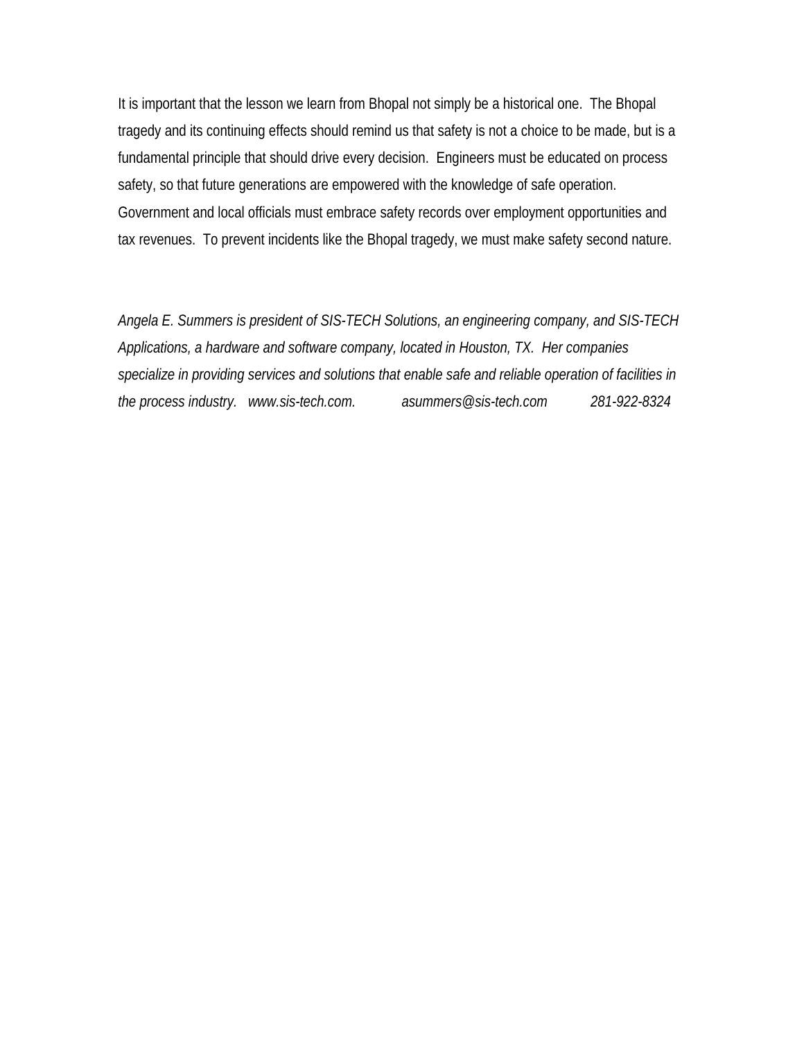It is important that the lesson we learn from Bhopal not simply be a historical one. The Bhopal tragedy and its continuing effects should remind us that safety is not a choice to be made, but is a fundamental principle that should drive every decision. Engineers must be educated on process safety, so that future generations are empowered with the knowledge of safe operation. Government and local officials must embrace safety records over employment opportunities and tax revenues. To prevent incidents like the Bhopal tragedy, we must make safety second nature.

*Angela E. Summers is president of SIS-TECH Solutions, an engineering company, and SIS-TECH Applications, a hardware and software company, located in Houston, TX. Her companies specialize in providing services and solutions that enable safe and reliable operation of facilities in the process industry. www.sis-tech.com. asummers@sis-tech.com 281-922-8324*